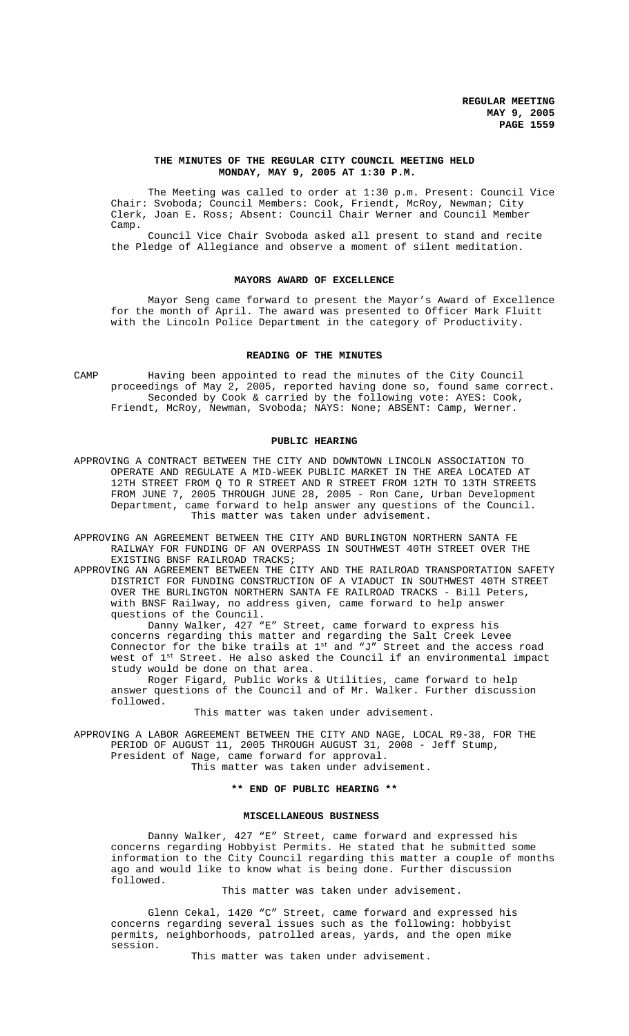# THE MINUTES OF THE REGULAR CITY COUNCIL MEETING HELD MONDAY, MAY 9, 2005 AT 1:30 P.M.

The Meeting was called to order at 1:30 p.m. Present: Council Vice Chair: Svoboda; Council Members: Cook, Friendt, McRoy, Newman; City Clerk, Joan E. Ross; Absent: Council Chair Werner and Council Member Camp.

Council Vice Chair Svoboda asked all present to stand and recite the Pledge of Allegiance and observe a moment of silent meditation.

## MAYORS AWARD OF EXCELLENCE

Mayor Seng came forward to present the Mayor's Award of Excellence for the month of April. The award was presented to Officer Mark Fluitt with the Lincoln Police Department in the category of Productivity.

## READING OF THE MINUTES

CAMP Having been appointed to read the minutes of the City Council proceedings of May 2, 2005, reported having done so, found same correct.

Seconded by Cook & carried by the following vote: AYES: Cook, Friendt, McRoy, Newman, Svoboda; NAYS: None; ABSENT: Camp, Werner.

## PUBLIC HEARING

APPROVING A CONTRACT BETWEEN THE CITY AND DOWNTOWN LINCOLN ASSOCIATION TO OPERATE AND REGULATE A MID-WEEK PUBLIC MARKET IN THE AREA LOCATED AT 12TH STREET FROM Q TO R STREET AND R STREET FROM 12TH TO 13TH STREETS FROM JUNE 7, 2005 THROUGH JUNE 28, 2005 - Ron Cane, Urban Development Department, came forward to help answer any questions of the Council.

This matter was taken under advisement.

APPROVING AN AGREEMENT BETWEEN THE CITY AND BURLINGTON NORTHERN SANTA FE RAILWAY FOR FUNDING OF AN OVERPASS IN SOUTHWEST 40TH STREET OVER THE EXISTING BNSF RAILROAD TRACKS;

APPROVING AN AGREEMENT BETWEEN THE CITY AND THE RAILROAD TRANSPORTATION SAFETY DISTRICT FOR FUNDING CONSTRUCTION OF A VIADUCT IN SOUTHWEST 40TH STREET OVER THE BURLINGTON NORTHERN SANTA FE RAILROAD TRACKS - Bill Peters, with BNSF Railway, no address given, came forward to help answer questions of the Council.

Danny Walker, 427 "E" Street, came forward to express his concerns regarding this matter and regarding the Salt Creek Levee Connector for the bike trails at 1st and "J" Street and the access road west of 1st Street. He also asked the Council if an environmental impact study would be done on that area.

Roger Figard, Public Works & Utilities, came forward to help answer questions of the Council and of Mr. Walker. Further discussion followed.

This matter was taken under advisement.

APPROVING A LABOR AGREEMENT BETWEEN THE CITY AND NAGE, LOCAL R9-38, FOR THE PERIOD OF AUGUST 11, 2005 THROUGH AUGUST 31, 2008 - Jeff Stump, President of Nage, came forward for approval.

This matter was taken under advisement.

**\*\* END OF PUBLIC HEARING \*\***

## MISCELLANEOUS BUSINESS

Danny Walker, 427 "E" Street, came forward and expressed his concerns regarding Hobbyist Permits. He stated that he submitted some information to the City Council regarding this matter a couple of months ago and would like to know what is being done. Further discussion followed.

This matter was taken under advisement.

Glenn Cekal, 1420 "C" Street, came forward and expressed his concerns regarding several issues such as the following: hobbyist permits, neighborhoods, patrolled areas, yards, and the open mike session.

This matter was taken under advisement.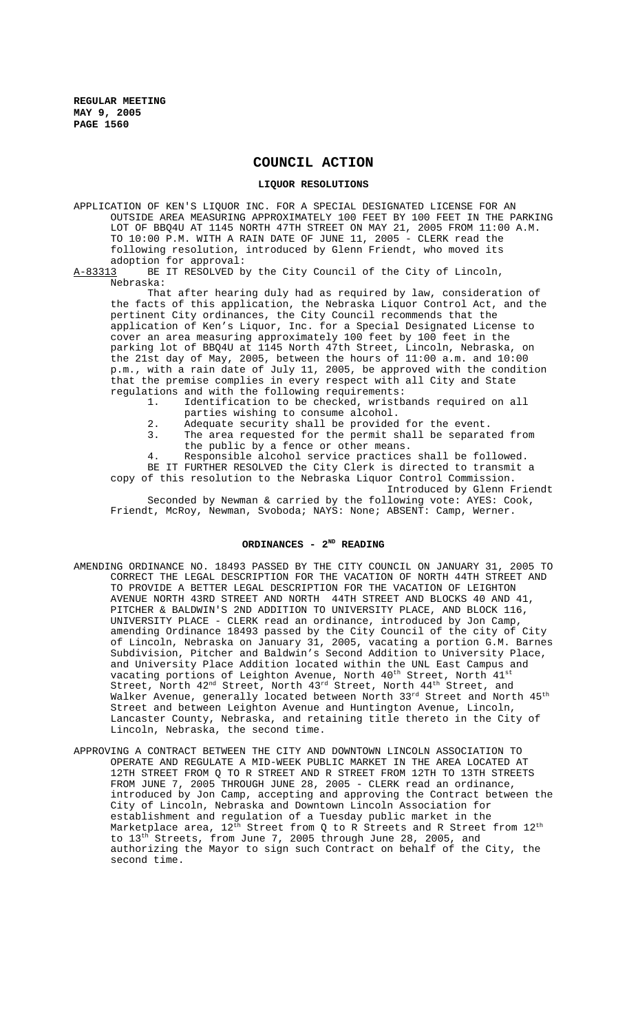## COUNCIL ACTION

### LIQUOR RESOLUTIONS

APPLICATION OF KEN'S LIQUOR INC. FOR A SPECIAL DESIGNATED LICENSE FOR AN OUTSIDE AREA MEASURING APPROXIMATELY 100 FEET BY 100 FEET IN THE PARKING LOT OF BBQ4U AT 1145 NORTH 47TH STREET ON MAY 21, 2005 FROM 11:00 A.M. TO 10:00 P.M. WITH A RAIN DATE OF JUNE 11, 2005 - CLERK read the following resolution, introduced by Glenn Friendt, who moved its adoption for approval:

A-83313 BE IT RESOLVED by the City Council of the City of Lincoln, Nebraska:

That after hearing duly had as required by law, consideration of the facts of this application, the Nebraska Liquor Control Act, and the pertinent City ordinances, the City Council recommends that the application of Ken's Liquor, Inc. for a Special Designated License to cover an area measuring approximately 100 feet by 100 feet in the parking lot of BBQ4U at 1145 North 47th Street, Lincoln, Nebraska, on the 21st day of May, 2005, between the hours of 11:00 a.m. and 10:00 p.m., with a rain date of July 11, 2005, be approved with the condition that the premise complies in every respect with all City and State regulations and with the following requirements:

1. Identification to be checked, wristbands required on all parties wishing to consume alcohol.
2. Adequate security shall be provided for the event.
3. The area requested for the permit shall be separated from the public by a fence or other means.
4. Responsible alcohol service practices shall be followed.

BE IT FURTHER RESOLVED the City Clerk is directed to transmit a copy of this resolution to the Nebraska Liquor Control Commission.

Introduced by Glenn Friendt

Seconded by Newman & carried by the following vote: AYES: Cook, Friendt, McRoy, Newman, Svoboda; NAYS: None; ABSENT: Camp, Werner.

### ORDINANCES - 2ND READING

AMENDING ORDINANCE NO. 18493 PASSED BY THE CITY COUNCIL ON JANUARY 31, 2005 TO CORRECT THE LEGAL DESCRIPTION FOR THE VACATION OF NORTH 44TH STREET AND TO PROVIDE A BETTER LEGAL DESCRIPTION FOR THE VACATION OF LEIGHTON AVENUE NORTH 43RD STREET AND NORTH 44TH STREET AND BLOCKS 40 AND 41, PITCHER & BALDWIN'S 2ND ADDITION TO UNIVERSITY PLACE, AND BLOCK 116, UNIVERSITY PLACE - CLERK read an ordinance, introduced by Jon Camp, amending Ordinance 18493 passed by the City Council of the city of City of Lincoln, Nebraska on January 31, 2005, vacating a portion G.M. Barnes Subdivision, Pitcher and Baldwin's Second Addition to University Place, and University Place Addition located within the UNL East Campus and vacating portions of Leighton Avenue, North 40th Street, North 41st Street, North 42nd Street, North 43rd Street, North 44th Street, and Walker Avenue, generally located between North 33rd Street and North 45th Street and between Leighton Avenue and Huntington Avenue, Lincoln, Lancaster County, Nebraska, and retaining title thereto in the City of Lincoln, Nebraska, the second time.

APPROVING A CONTRACT BETWEEN THE CITY AND DOWNTOWN LINCOLN ASSOCIATION TO OPERATE AND REGULATE A MID-WEEK PUBLIC MARKET IN THE AREA LOCATED AT 12TH STREET FROM Q TO R STREET AND R STREET FROM 12TH TO 13TH STREETS FROM JUNE 7, 2005 THROUGH JUNE 28, 2005 - CLERK read an ordinance, introduced by Jon Camp, accepting and approving the Contract between the City of Lincoln, Nebraska and Downtown Lincoln Association for establishment and regulation of a Tuesday public market in the Marketplace area, 12th Street from Q to R Streets and R Street from 12th to 13th Streets, from June 7, 2005 through June 28, 2005, and authorizing the Mayor to sign such Contract on behalf of the City, the second time.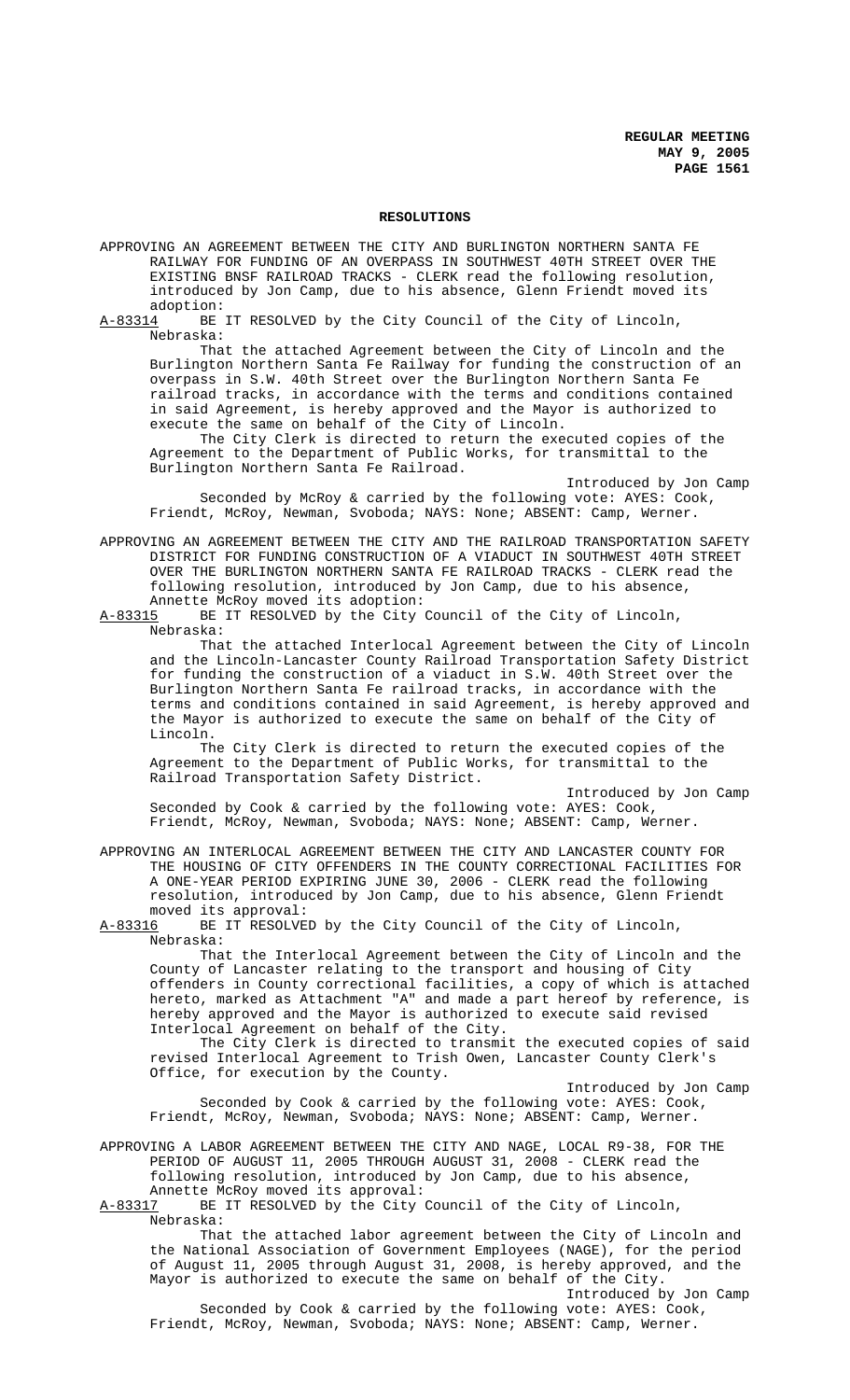## RESOLUTIONS

APPROVING AN AGREEMENT BETWEEN THE CITY AND BURLINGTON NORTHERN SANTA FE RAILWAY FOR FUNDING OF AN OVERPASS IN SOUTHWEST 40TH STREET OVER THE EXISTING BNSF RAILROAD TRACKS - CLERK read the following resolution, introduced by Jon Camp, due to his absence, Glenn Friendt moved its adoption:

A-83314 BE IT RESOLVED by the City Council of the City of Lincoln, Nebraska:

That the attached Agreement between the City of Lincoln and the Burlington Northern Santa Fe Railway for funding the construction of an overpass in S.W. 40th Street over the Burlington Northern Santa Fe railroad tracks, in accordance with the terms and conditions contained in said Agreement, is hereby approved and the Mayor is authorized to execute the same on behalf of the City of Lincoln.

The City Clerk is directed to return the executed copies of the Agreement to the Department of Public Works, for transmittal to the Burlington Northern Santa Fe Railroad.

Introduced by Jon Camp

Seconded by McRoy & carried by the following vote: AYES: Cook, Friendt, McRoy, Newman, Svoboda; NAYS: None; ABSENT: Camp, Werner.

APPROVING AN AGREEMENT BETWEEN THE CITY AND THE RAILROAD TRANSPORTATION SAFETY DISTRICT FOR FUNDING CONSTRUCTION OF A VIADUCT IN SOUTHWEST 40TH STREET OVER THE BURLINGTON NORTHERN SANTA FE RAILROAD TRACKS - CLERK read the following resolution, introduced by Jon Camp, due to his absence, Annette McRoy moved its adoption:

A-83315 BE IT RESOLVED by the City Council of the City of Lincoln, Nebraska:

That the attached Interlocal Agreement between the City of Lincoln and the Lincoln-Lancaster County Railroad Transportation Safety District for funding the construction of a viaduct in S.W. 40th Street over the Burlington Northern Santa Fe railroad tracks, in accordance with the terms and conditions contained in said Agreement, is hereby approved and the Mayor is authorized to execute the same on behalf of the City of Lincoln.

The City Clerk is directed to return the executed copies of the Agreement to the Department of Public Works, for transmittal to the Railroad Transportation Safety District.

Introduced by Jon Camp

Seconded by Cook & carried by the following vote: AYES: Cook, Friendt, McRoy, Newman, Svoboda; NAYS: None; ABSENT: Camp, Werner.

APPROVING AN INTERLOCAL AGREEMENT BETWEEN THE CITY AND LANCASTER COUNTY FOR THE HOUSING OF CITY OFFENDERS IN THE COUNTY CORRECTIONAL FACILITIES FOR A ONE-YEAR PERIOD EXPIRING JUNE 30, 2006 - CLERK read the following resolution, introduced by Jon Camp, due to his absence, Glenn Friendt moved its approval:

A-83316 BE IT RESOLVED by the City Council of the City of Lincoln, Nebraska:

That the Interlocal Agreement between the City of Lincoln and the County of Lancaster relating to the transport and housing of City offenders in County correctional facilities, a copy of which is attached hereto, marked as Attachment "A" and made a part hereof by reference, is hereby approved and the Mayor is authorized to execute said revised Interlocal Agreement on behalf of the City.

The City Clerk is directed to transmit the executed copies of said revised Interlocal Agreement to Trish Owen, Lancaster County Clerk's Office, for execution by the County.

Introduced by Jon Camp

Seconded by Cook & carried by the following vote: AYES: Cook, Friendt, McRoy, Newman, Svoboda; NAYS: None; ABSENT: Camp, Werner.

APPROVING A LABOR AGREEMENT BETWEEN THE CITY AND NAGE, LOCAL R9-38, FOR THE PERIOD OF AUGUST 11, 2005 THROUGH AUGUST 31, 2008 - CLERK read the following resolution, introduced by Jon Camp, due to his absence, Annette McRoy moved its approval:

A-83317 BE IT RESOLVED by the City Council of the City of Lincoln, Nebraska:

That the attached labor agreement between the City of Lincoln and the National Association of Government Employees (NAGE), for the period of August 11, 2005 through August 31, 2008, is hereby approved, and the Mayor is authorized to execute the same on behalf of the City.

Introduced by Jon Camp

Seconded by Cook & carried by the following vote: AYES: Cook, Friendt, McRoy, Newman, Svoboda; NAYS: None; ABSENT: Camp, Werner.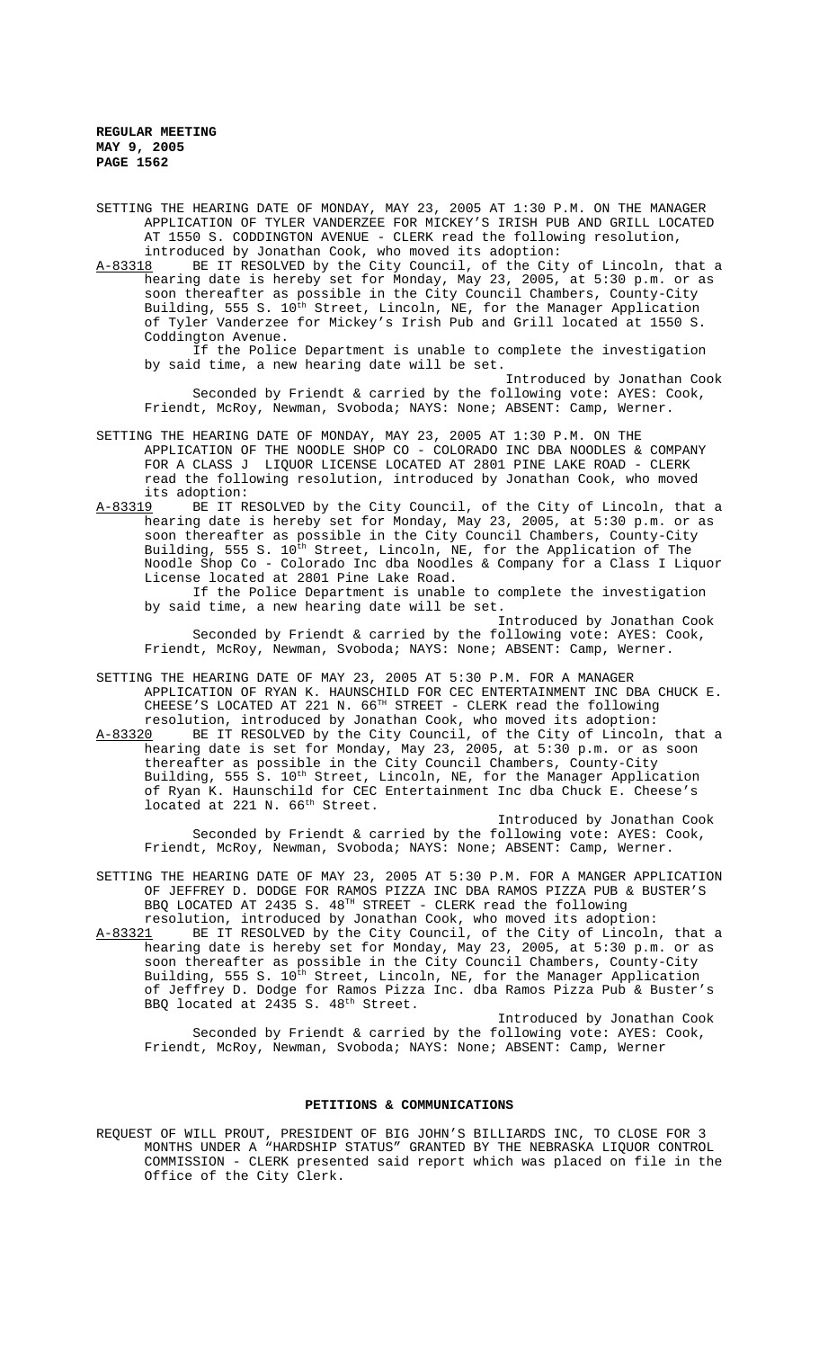SETTING THE HEARING DATE OF MONDAY, MAY 23, 2005 AT 1:30 P.M. ON THE MANAGER APPLICATION OF TYLER VANDERZEE FOR MICKEY'S IRISH PUB AND GRILL LOCATED AT 1550 S. CODDINGTON AVENUE - CLERK read the following resolution, introduced by Jonathan Cook, who moved its adoption:

A-83318 BE IT RESOLVED by the City Council, of the City of Lincoln, that a hearing date is hereby set for Monday, May 23, 2005, at 5:30 p.m. or as soon thereafter as possible in the City Council Chambers, County-City Building, 555 S. 10th Street, Lincoln, NE, for the Manager Application of Tyler Vanderzee for Mickey's Irish Pub and Grill located at 1550 S. Coddington Avenue.

If the Police Department is unable to complete the investigation by said time, a new hearing date will be set.

Introduced by Jonathan Cook

Seconded by Friendt & carried by the following vote: AYES: Cook, Friendt, McRoy, Newman, Svoboda; NAYS: None; ABSENT: Camp, Werner.

SETTING THE HEARING DATE OF MONDAY, MAY 23, 2005 AT 1:30 P.M. ON THE APPLICATION OF THE NOODLE SHOP CO - COLORADO INC DBA NOODLES & COMPANY FOR A CLASS J LIQUOR LICENSE LOCATED AT 2801 PINE LAKE ROAD - CLERK read the following resolution, introduced by Jonathan Cook, who moved its adoption:

A-83319 BE IT RESOLVED by the City Council, of the City of Lincoln, that a hearing date is hereby set for Monday, May 23, 2005, at 5:30 p.m. or as soon thereafter as possible in the City Council Chambers, County-City Building, 555 S. 10th Street, Lincoln, NE, for the Application of The Noodle Shop Co - Colorado Inc dba Noodles & Company for a Class I Liquor License located at 2801 Pine Lake Road.

If the Police Department is unable to complete the investigation by said time, a new hearing date will be set.

Introduced by Jonathan Cook

Seconded by Friendt & carried by the following vote: AYES: Cook, Friendt, McRoy, Newman, Svoboda; NAYS: None; ABSENT: Camp, Werner.

SETTING THE HEARING DATE OF MAY 23, 2005 AT 5:30 P.M. FOR A MANAGER APPLICATION OF RYAN K. HAUNSCHILD FOR CEC ENTERTAINMENT INC DBA CHUCK E. CHEESE'S LOCATED AT 221 N. 66TH STREET - CLERK read the following resolution, introduced by Jonathan Cook, who moved its adoption:

A-83320 BE IT RESOLVED by the City Council, of the City of Lincoln, that a hearing date is set for Monday, May 23, 2005, at 5:30 p.m. or as soon thereafter as possible in the City Council Chambers, County-City Building, 555 S. 10th Street, Lincoln, NE, for the Manager Application of Ryan K. Haunschild for CEC Entertainment Inc dba Chuck E. Cheese's located at 221 N. 66th Street.

Introduced by Jonathan Cook

Seconded by Friendt & carried by the following vote: AYES: Cook, Friendt, McRoy, Newman, Svoboda; NAYS: None; ABSENT: Camp, Werner.

SETTING THE HEARING DATE OF MAY 23, 2005 AT 5:30 P.M. FOR A MANGER APPLICATION OF JEFFREY D. DODGE FOR RAMOS PIZZA INC DBA RAMOS PIZZA PUB & BUSTER'S BBQ LOCATED AT 2435 S. 48TH STREET - CLERK read the following resolution, introduced by Jonathan Cook, who moved its adoption:

A-83321 BE IT RESOLVED by the City Council, of the City of Lincoln, that a hearing date is hereby set for Monday, May 23, 2005, at 5:30 p.m. or as soon thereafter as possible in the City Council Chambers, County-City Building, 555 S. 10th Street, Lincoln, NE, for the Manager Application of Jeffrey D. Dodge for Ramos Pizza Inc. dba Ramos Pizza Pub & Buster's BBQ located at 2435 S. 48th Street.

Introduced by Jonathan Cook

Seconded by Friendt & carried by the following vote: AYES: Cook, Friendt, McRoy, Newman, Svoboda; NAYS: None; ABSENT: Camp, Werner

## PETITIONS & COMMUNICATIONS

REQUEST OF WILL PROUT, PRESIDENT OF BIG JOHN'S BILLIARDS INC, TO CLOSE FOR 3 MONTHS UNDER A "HARDSHIP STATUS" GRANTED BY THE NEBRASKA LIQUOR CONTROL COMMISSION - CLERK presented said report which was placed on file in the Office of the City Clerk.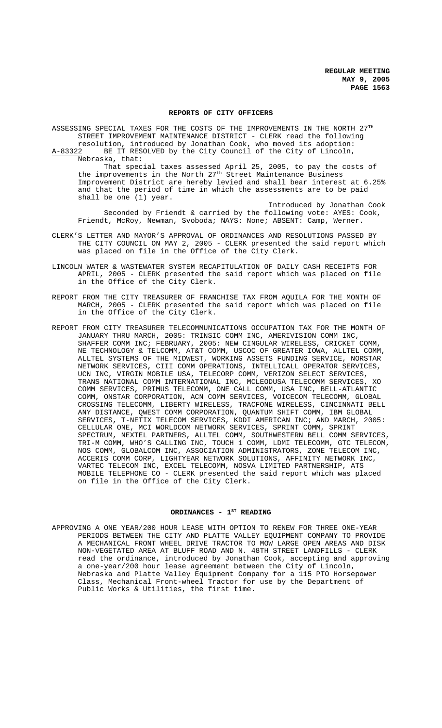## REPORTS OF CITY OFFICERS

ASSESSING SPECIAL TAXES FOR THE COSTS OF THE IMPROVEMENTS IN THE NORTH 27TH STREET IMPROVEMENT MAINTENANCE DISTRICT - CLERK read the following resolution, introduced by Jonathan Cook, who moved its adoption:

A-83322 BE IT RESOLVED by the City Council of the City of Lincoln, Nebraska, that:

That special taxes assessed April 25, 2005, to pay the costs of the improvements in the North 27th Street Maintenance Business Improvement District are hereby levied and shall bear interest at 6.25% and that the period of time in which the assessments are to be paid shall be one (1) year.

Introduced by Jonathan Cook

Seconded by Friendt & carried by the following vote: AYES: Cook, Friendt, McRoy, Newman, Svoboda; NAYS: None; ABSENT: Camp, Werner.

CLERK'S LETTER AND MAYOR'S APPROVAL OF ORDINANCES AND RESOLUTIONS PASSED BY THE CITY COUNCIL ON MAY 2, 2005 - CLERK presented the said report which was placed on file in the Office of the City Clerk.

LINCOLN WATER & WASTEWATER SYSTEM RECAPITULATION OF DAILY CASH RECEIPTS FOR APRIL, 2005 - CLERK presented the said report which was placed on file in the Office of the City Clerk.

REPORT FROM THE CITY TREASURER OF FRANCHISE TAX FROM AQUILA FOR THE MONTH OF MARCH, 2005 - CLERK presented the said report which was placed on file in the Office of the City Clerk.

REPORT FROM CITY TREASURER TELECOMMUNICATIONS OCCUPATION TAX FOR THE MONTH OF JANUARY THRU MARCH, 2005: TRINSIC COMM INC, AMERIVISION COMM INC, SHAFFER COMM INC; FEBRUARY, 2005: NEW CINGULAR WIRELESS, CRICKET COMM, NE TECHNOLOGY & TELCOMM, AT&T COMM, USCOC OF GREATER IOWA, ALLTEL COMM, ALLTEL SYSTEMS OF THE MIDWEST, WORKING ASSETS FUNDING SERVICE, NORSTAR NETWORK SERVICES, CIII COMM OPERATIONS, INTELLICALL OPERATOR SERVICES, UCN INC, VIRGIN MOBILE USA, TELECORP COMM, VERIZON SELECT SERVICES, TRANS NATIONAL COMM INTERNATIONAL INC, MCLEODUSA TELECOMM SERVICES, XO COMM SERVICES, PRIMUS TELECOMM, ONE CALL COMM, USA INC, BELL-ATLANTIC COMM, ONSTAR CORPORATION, ACN COMM SERVICES, VOICECOM TELECOMM, GLOBAL CROSSING TELECOMM, LIBERTY WIRELESS, TRACFONE WIRELESS, CINCINNATI BELL ANY DISTANCE, QWEST COMM CORPORATION, QUANTUM SHIFT COMM, IBM GLOBAL SERVICES, T-NETIX TELECOM SERVICES, KDDI AMERICAN INC; AND MARCH, 2005: CELLULAR ONE, MCI WORLDCOM NETWORK SERVICES, SPRINT COMM, SPRINT SPECTRUM, NEXTEL PARTNERS, ALLTEL COMM, SOUTHWESTERN BELL COMM SERVICES, TRI-M COMM, WHO'S CALLING INC, TOUCH 1 COMM, LDMI TELECOMM, GTC TELECOM, NOS COMM, GLOBALCOM INC, ASSOCIATION ADMINISTRATORS, ZONE TELECOM INC, ACCERIS COMM CORP, LIGHTYEAR NETWORK SOLUTIONS, AFFINITY NETWORK INC, VARTEC TELECOM INC, EXCEL TELECOMM, NOSVA LIMITED PARTNERSHIP, ATS MOBILE TELEPHONE CO - CLERK presented the said report which was placed on file in the Office of the City Clerk.

## ORDINANCES - 1ST READING

APPROVING A ONE YEAR/200 HOUR LEASE WITH OPTION TO RENEW FOR THREE ONE-YEAR PERIODS BETWEEN THE CITY AND PLATTE VALLEY EQUIPMENT COMPANY TO PROVIDE A MECHANICAL FRONT WHEEL DRIVE TRACTOR TO MOW LARGE OPEN AREAS AND DISK NON-VEGETATED AREA AT BLUFF ROAD AND N. 48TH STREET LANDFILLS - CLERK read the ordinance, introduced by Jonathan Cook, accepting and approving a one-year/200 hour lease agreement between the City of Lincoln, Nebraska and Platte Valley Equipment Company for a 115 PTO Horsepower Class, Mechanical Front-wheel Tractor for use by the Department of Public Works & Utilities, the first time.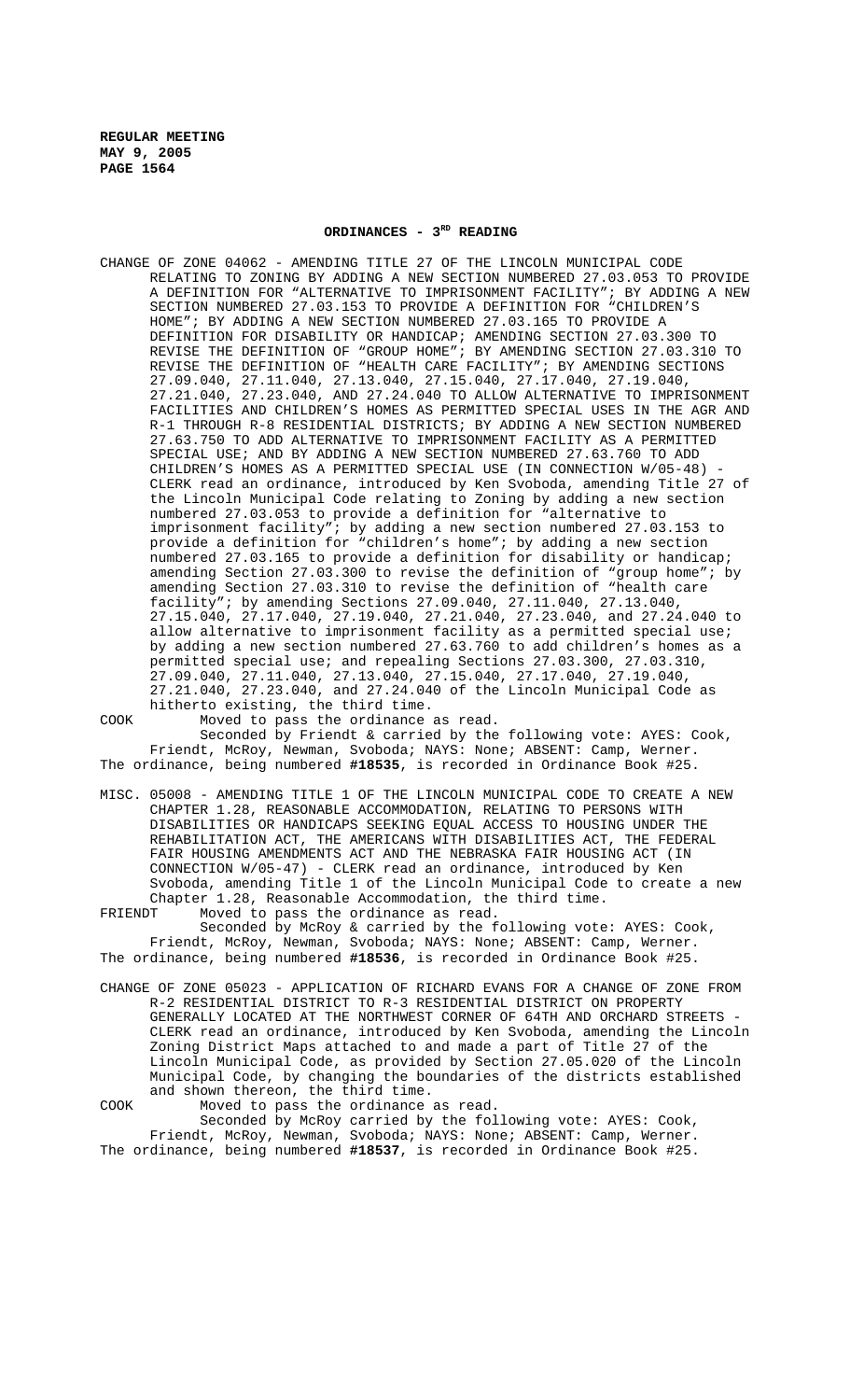## ORDINANCES - 3[RD] READING

CHANGE OF ZONE 04062 - AMENDING TITLE 27 OF THE LINCOLN MUNICIPAL CODE RELATING TO ZONING BY ADDING A NEW SECTION NUMBERED 27.03.053 TO PROVIDE A DEFINITION FOR "ALTERNATIVE TO IMPRISONMENT FACILITY"; BY ADDING A NEW SECTION NUMBERED 27.03.153 TO PROVIDE A DEFINITION FOR "CHILDREN'S HOME"; BY ADDING A NEW SECTION NUMBERED 27.03.165 TO PROVIDE A DEFINITION FOR DISABILITY OR HANDICAP; AMENDING SECTION 27.03.300 TO REVISE THE DEFINITION OF "GROUP HOME"; BY AMENDING SECTION 27.03.310 TO REVISE THE DEFINITION OF "HEALTH CARE FACILITY"; BY AMENDING SECTIONS 27.09.040, 27.11.040, 27.13.040, 27.15.040, 27.17.040, 27.19.040, 27.21.040, 27.23.040, AND 27.24.040 TO ALLOW ALTERNATIVE TO IMPRISONMENT FACILITIES AND CHILDREN'S HOMES AS PERMITTED SPECIAL USES IN THE AGR AND R-1 THROUGH R-8 RESIDENTIAL DISTRICTS; BY ADDING A NEW SECTION NUMBERED 27.63.750 TO ADD ALTERNATIVE TO IMPRISONMENT FACILITY AS A PERMITTED SPECIAL USE; AND BY ADDING A NEW SECTION NUMBERED 27.63.760 TO ADD CHILDREN'S HOMES AS A PERMITTED SPECIAL USE (IN CONNECTION W/05-48) - CLERK read an ordinance, introduced by Ken Svoboda, amending Title 27 of the Lincoln Municipal Code relating to Zoning by adding a new section numbered 27.03.053 to provide a definition for "alternative to imprisonment facility"; by adding a new section numbered 27.03.153 to provide a definition for "children's home"; by adding a new section numbered 27.03.165 to provide a definition for disability or handicap; amending Section 27.03.300 to revise the definition of "group home"; by amending Section 27.03.310 to revise the definition of "health care facility"; by amending Sections 27.09.040, 27.11.040, 27.13.040, 27.15.040, 27.17.040, 27.19.040, 27.21.040, 27.23.040, and 27.24.040 to allow alternative to imprisonment facility as a permitted special use; by adding a new section numbered 27.63.760 to add children's homes as a permitted special use; and repealing Sections 27.03.300, 27.03.310, 27.09.040, 27.11.040, 27.13.040, 27.15.040, 27.17.040, 27.19.040, 27.21.040, 27.23.040, and 27.24.040 of the Lincoln Municipal Code as hitherto existing, the third time.

COOK Moved to pass the ordinance as read.

Seconded by Friendt & carried by the following vote: AYES: Cook, Friendt, McRoy, Newman, Svoboda; NAYS: None; ABSENT: Camp, Werner.

The ordinance, being numbered **#18535**, is recorded in Ordinance Book #25.

MISC. 05008 - AMENDING TITLE 1 OF THE LINCOLN MUNICIPAL CODE TO CREATE A NEW CHAPTER 1.28, REASONABLE ACCOMMODATION, RELATING TO PERSONS WITH DISABILITIES OR HANDICAPS SEEKING EQUAL ACCESS TO HOUSING UNDER THE REHABILITATION ACT, THE AMERICANS WITH DISABILITIES ACT, THE FEDERAL FAIR HOUSING AMENDMENTS ACT AND THE NEBRASKA FAIR HOUSING ACT (IN CONNECTION W/05-47) - CLERK read an ordinance, introduced by Ken Svoboda, amending Title 1 of the Lincoln Municipal Code to create a new Chapter 1.28, Reasonable Accommodation, the third time.

FRIENDT Moved to pass the ordinance as read.

Seconded by McRoy & carried by the following vote: AYES: Cook, Friendt, McRoy, Newman, Svoboda; NAYS: None; ABSENT: Camp, Werner.

The ordinance, being numbered **#18536**, is recorded in Ordinance Book #25.

CHANGE OF ZONE 05023 - APPLICATION OF RICHARD EVANS FOR A CHANGE OF ZONE FROM R-2 RESIDENTIAL DISTRICT TO R-3 RESIDENTIAL DISTRICT ON PROPERTY GENERALLY LOCATED AT THE NORTHWEST CORNER OF 64TH AND ORCHARD STREETS - CLERK read an ordinance, introduced by Ken Svoboda, amending the Lincoln Zoning District Maps attached to and made a part of Title 27 of the Lincoln Municipal Code, as provided by Section 27.05.020 of the Lincoln Municipal Code, by changing the boundaries of the districts established and shown thereon, the third time.

COOK Moved to pass the ordinance as read.

Seconded by McRoy carried by the following vote: AYES: Cook, Friendt, McRoy, Newman, Svoboda; NAYS: None; ABSENT: Camp, Werner.

The ordinance, being numbered **#18537**, is recorded in Ordinance Book #25.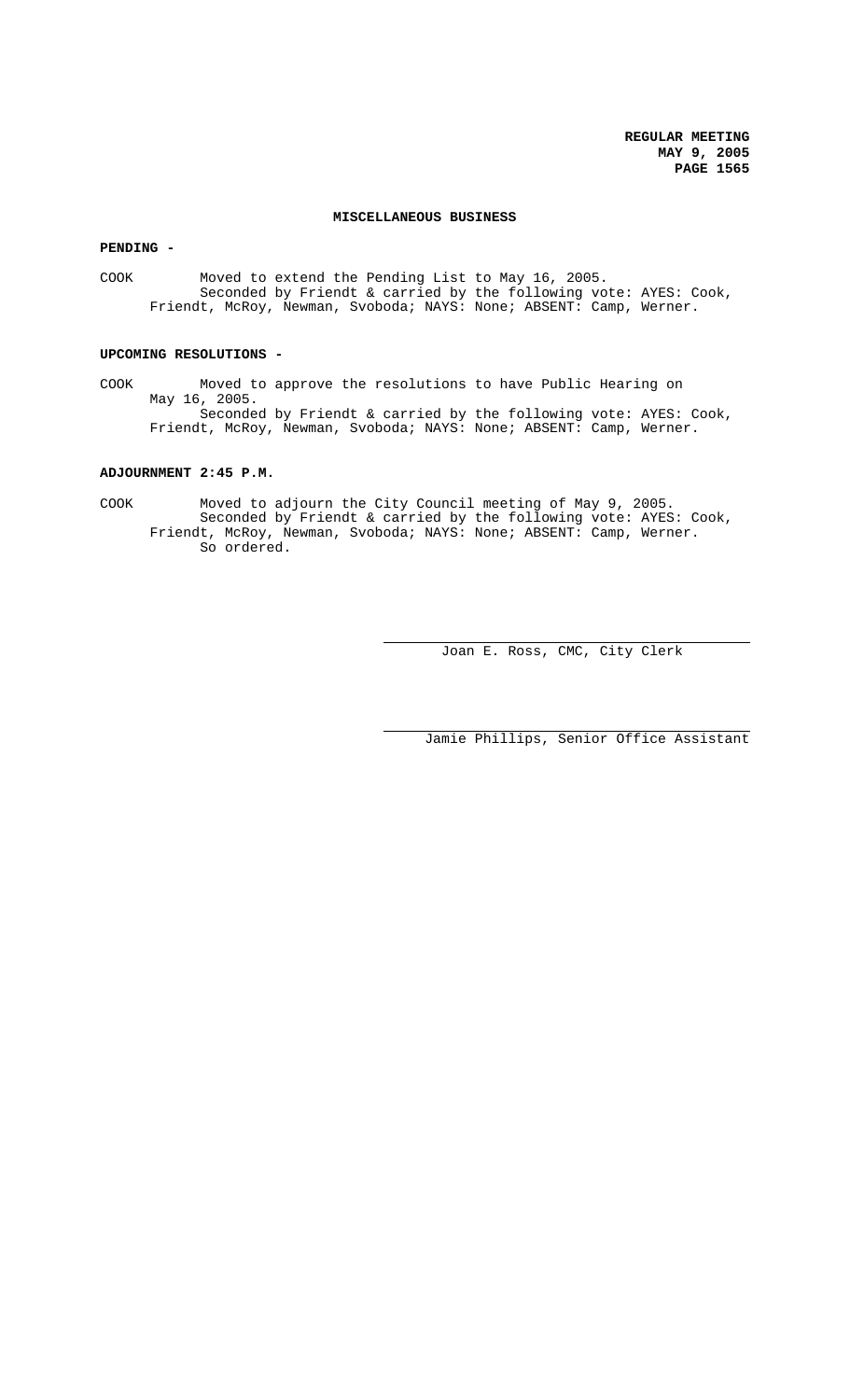## MISCELLANEOUS BUSINESS

**PENDING -**

COOK Moved to extend the Pending List to May 16, 2005.
Seconded by Friendt & carried by the following vote: AYES: Cook, Friendt, McRoy, Newman, Svoboda; NAYS: None; ABSENT: Camp, Werner.

**UPCOMING RESOLUTIONS -**

COOK Moved to approve the resolutions to have Public Hearing on May 16, 2005.
Seconded by Friendt & carried by the following vote: AYES: Cook, Friendt, McRoy, Newman, Svoboda; NAYS: None; ABSENT: Camp, Werner.

**ADJOURNMENT 2:45 P.M.**

COOK Moved to adjourn the City Council meeting of May 9, 2005.
Seconded by Friendt & carried by the following vote: AYES: Cook, Friendt, McRoy, Newman, Svoboda; NAYS: None; ABSENT: Camp, Werner.
So ordered.

Joan E. Ross, CMC, City Clerk

Jamie Phillips, Senior Office Assistant